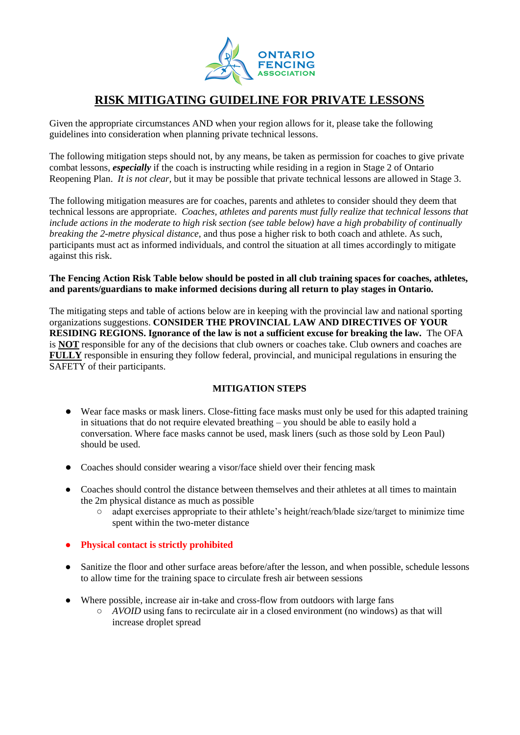ONTARIO FENCING ASSOCIATION

# RISK MITIGATING GUIDELINE FOR PRIVATE LESSONS

Given the appropriate circumstances AND when your region allows for it, please take the following guidelines into consideration when planning private technical lessons.

The following mitigation steps should not, by any means, be taken as permission for coaches to give private combat lessons, ***especially*** if the coach is instructing while residing in a region in Stage 2 of Ontario Reopening Plan. *It is not clear*, but it may be possible that private technical lessons are allowed in Stage 3.

The following mitigation measures are for coaches, parents and athletes to consider should they deem that technical lessons are appropriate. *Coaches, athletes and parents must fully realize that technical lessons that include actions in the moderate to high risk section (see table below) have a high probability of continually breaking the 2-metre physical distance*, and thus pose a higher risk to both coach and athlete. As such, participants must act as informed individuals, and control the situation at all times accordingly to mitigate against this risk.

**The Fencing Action Risk Table below should be posted in all club training spaces for coaches, athletes, and parents/guardians to make informed decisions during all return to play stages in Ontario.**

The mitigating steps and table of actions below are in keeping with the provincial law and national sporting organizations suggestions. **CONSIDER THE PROVINCIAL LAW AND DIRECTIVES OF YOUR RESIDING REGIONS. Ignorance of the law is not a sufficient excuse for breaking the law.** The OFA is **NOT** responsible for any of the decisions that club owners or coaches take. Club owners and coaches are **FULLY** responsible in ensuring they follow federal, provincial, and municipal regulations in ensuring the SAFETY of their participants.

## MITIGATION STEPS

- Wear face masks or mask liners. Close-fitting face masks must only be used for this adapted training in situations that do not require elevated breathing – you should be able to easily hold a conversation. Where face masks cannot be used, mask liners (such as those sold by Leon Paul) should be used.

- Coaches should consider wearing a visor/face shield over their fencing mask

- Coaches should control the distance between themselves and their athletes at all times to maintain the 2m physical distance as much as possible
  - adapt exercises appropriate to their athlete's height/reach/blade size/target to minimize time spent within the two-meter distance

- **Physical contact is strictly prohibited**

- Sanitize the floor and other surface areas before/after the lesson, and when possible, schedule lessons to allow time for the training space to circulate fresh air between sessions

- Where possible, increase air in-take and cross-flow from outdoors with large fans
  - *AVOID* using fans to recirculate air in a closed environment (no windows) as that will increase droplet spread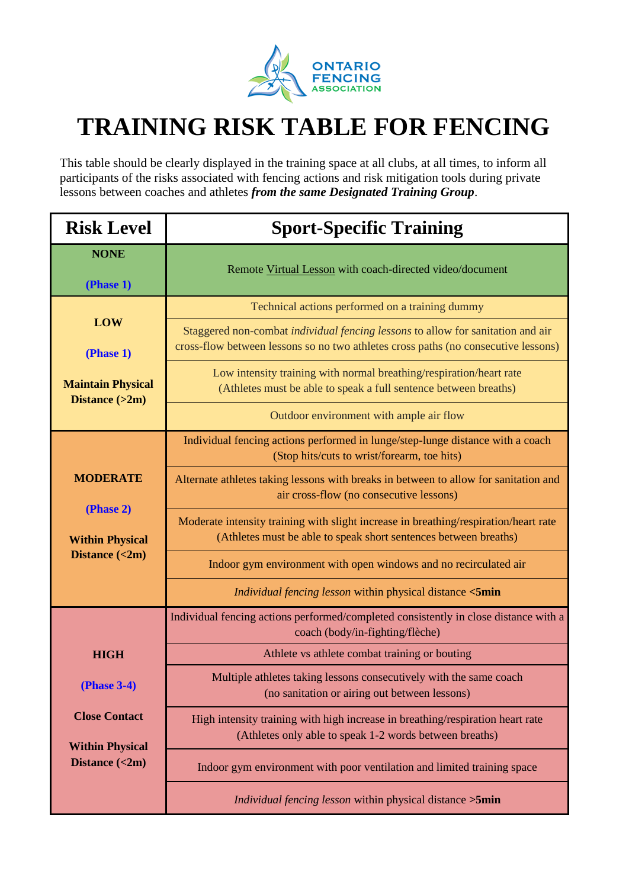ONTARIO FENCING ASSOCIATION

# TRAINING RISK TABLE FOR FENCING

This table should be clearly displayed in the training space at all clubs, at all times, to inform all participants of the risks associated with fencing actions and risk mitigation tools during private lessons between coaches and athletes ***from the same Designated Training Group***.

| Risk Level | Sport-Specific Training |
|---|---|
| **NONE** <br> **(Phase 1)** | Remote Virtual Lesson with coach-directed video/document |
| **LOW** <br> **(Phase 1)** <br> **Maintain Physical Distance (>2m)** | Technical actions performed on a training dummy |
| | Staggered non-combat *individual fencing lessons* to allow for sanitation and air cross-flow between lessons so no two athletes cross paths (no consecutive lessons) |
| | Low intensity training with normal breathing/respiration/heart rate (Athletes must be able to speak a full sentence between breaths) |
| | Outdoor environment with ample air flow |
| **MODERATE** <br> **(Phase 2)** <br> **Within Physical Distance (<2m)** | Individual fencing actions performed in lunge/step-lunge distance with a coach (Stop hits/cuts to wrist/forearm, toe hits) |
| | Alternate athletes taking lessons with breaks in between to allow for sanitation and air cross-flow (no consecutive lessons) |
| | Moderate intensity training with slight increase in breathing/respiration/heart rate (Athletes must be able to speak short sentences between breaths) |
| | Indoor gym environment with open windows and no recirculated air |
| | *Individual fencing lesson* within physical distance **<5min** |
| **HIGH** <br> **(Phase 3-4)** <br> **Close Contact** <br> **Within Physical Distance (<2m)** | Individual fencing actions performed/completed consistently in close distance with a coach (body/in-fighting/flèche) |
| | Athlete vs athlete combat training or bouting |
| | Multiple athletes taking lessons consecutively with the same coach (no sanitation or airing out between lessons) |
| | High intensity training with high increase in breathing/respiration heart rate (Athletes only able to speak 1-2 words between breaths) |
| | Indoor gym environment with poor ventilation and limited training space |
| | *Individual fencing lesson* within physical distance **>5min** |